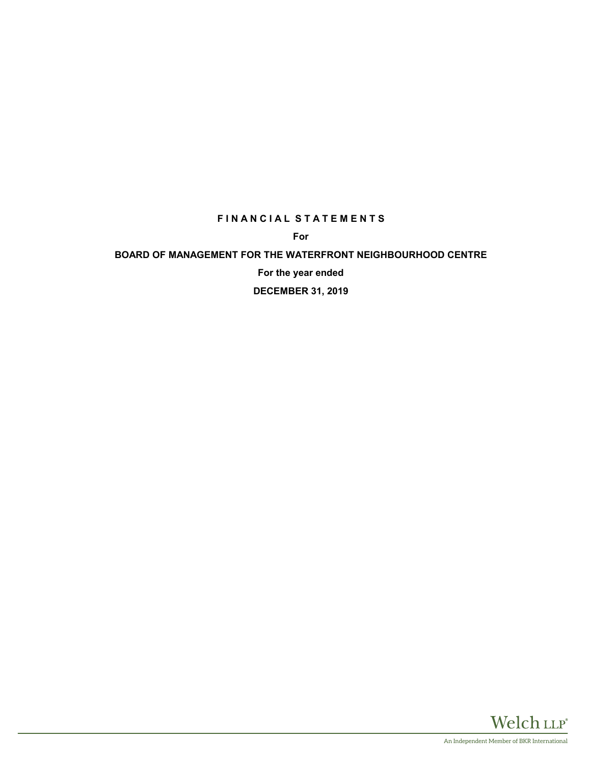**F I N A N C I A L   S T A T E M E N T S**

**For**

**BOARD OF MANAGEMENT FOR THE WATERFRONT NEIGHBOURHOOD CENTRE**

**For the year ended**

**DECEMBER 31, 2019**

Welch LLP®

An Independent Member of BKR International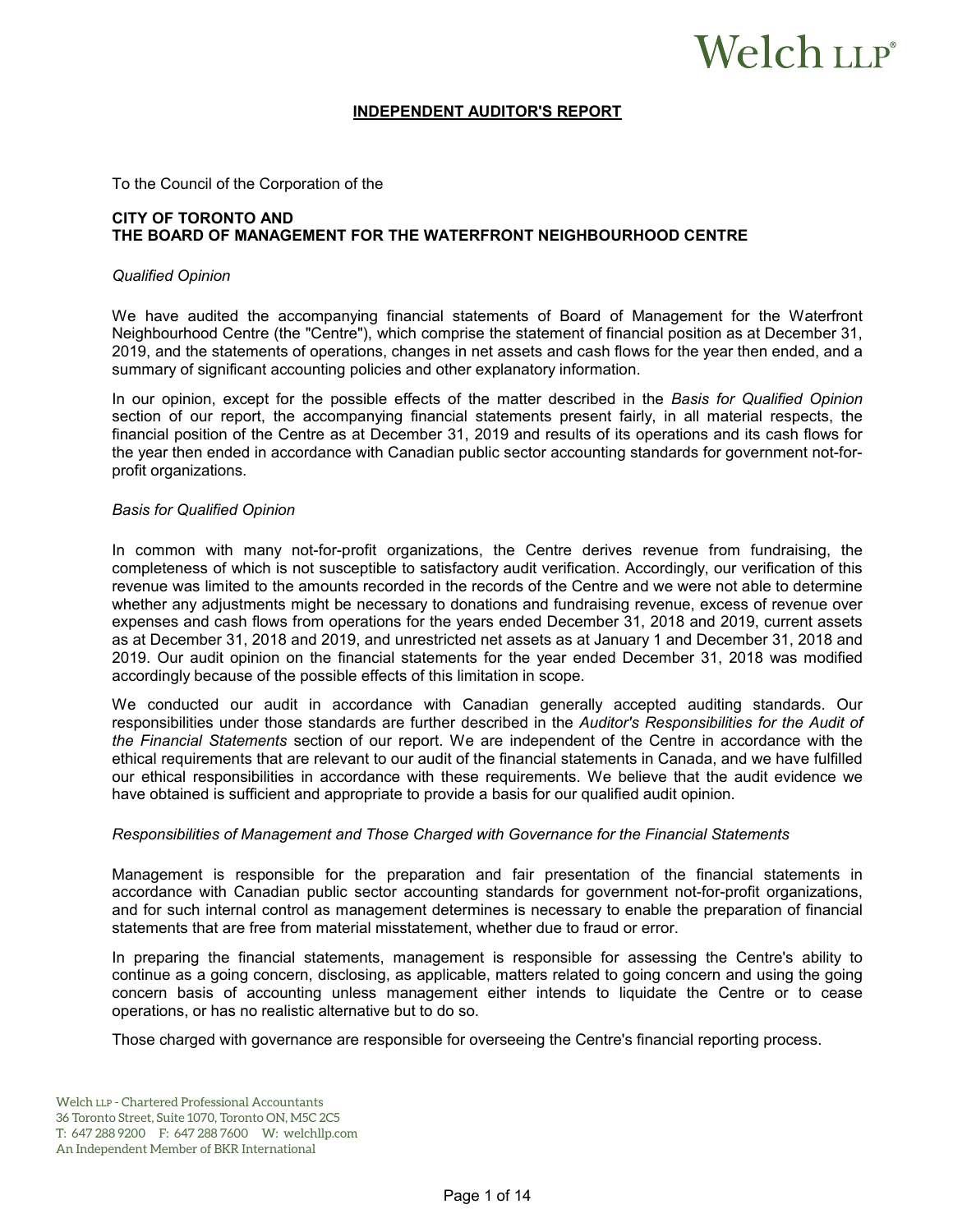# Welch LLP®

## INDEPENDENT AUDITOR'S REPORT

To the Council of the Corporation of the

**CITY OF TORONTO AND**
**THE BOARD OF MANAGEMENT FOR THE WATERFRONT NEIGHBOURHOOD CENTRE**

*Qualified Opinion*

We have audited the accompanying financial statements of Board of Management for the Waterfront Neighbourhood Centre (the "Centre"), which comprise the statement of financial position as at December 31, 2019, and the statements of operations, changes in net assets and cash flows for the year then ended, and a summary of significant accounting policies and other explanatory information.

In our opinion, except for the possible effects of the matter described in the *Basis for Qualified Opinion* section of our report, the accompanying financial statements present fairly, in all material respects, the financial position of the Centre as at December 31, 2019 and results of its operations and its cash flows for the year then ended in accordance with Canadian public sector accounting standards for government not-for-profit organizations.

*Basis for Qualified Opinion*

In common with many not-for-profit organizations, the Centre derives revenue from fundraising, the completeness of which is not susceptible to satisfactory audit verification. Accordingly, our verification of this revenue was limited to the amounts recorded in the records of the Centre and we were not able to determine whether any adjustments might be necessary to donations and fundraising revenue, excess of revenue over expenses and cash flows from operations for the years ended December 31, 2018 and 2019, current assets as at December 31, 2018 and 2019, and unrestricted net assets as at January 1 and December 31, 2018 and 2019. Our audit opinion on the financial statements for the year ended December 31, 2018 was modified accordingly because of the possible effects of this limitation in scope.

We conducted our audit in accordance with Canadian generally accepted auditing standards. Our responsibilities under those standards are further described in the *Auditor's Responsibilities for the Audit of the Financial Statements* section of our report. We are independent of the Centre in accordance with the ethical requirements that are relevant to our audit of the financial statements in Canada, and we have fulfilled our ethical responsibilities in accordance with these requirements. We believe that the audit evidence we have obtained is sufficient and appropriate to provide a basis for our qualified audit opinion.

*Responsibilities of Management and Those Charged with Governance for the Financial Statements*

Management is responsible for the preparation and fair presentation of the financial statements in accordance with Canadian public sector accounting standards for government not-for-profit organizations, and for such internal control as management determines is necessary to enable the preparation of financial statements that are free from material misstatement, whether due to fraud or error.

In preparing the financial statements, management is responsible for assessing the Centre's ability to continue as a going concern, disclosing, as applicable, matters related to going concern and using the going concern basis of accounting unless management either intends to liquidate the Centre or to cease operations, or has no realistic alternative but to do so.

Those charged with governance are responsible for overseeing the Centre's financial reporting process.

Welch LLP - Chartered Professional Accountants
36 Toronto Street, Suite 1070, Toronto ON, M5C 2C5
T: 647 288 9200 F: 647 288 7600 W: welchllp.com
An Independent Member of BKR International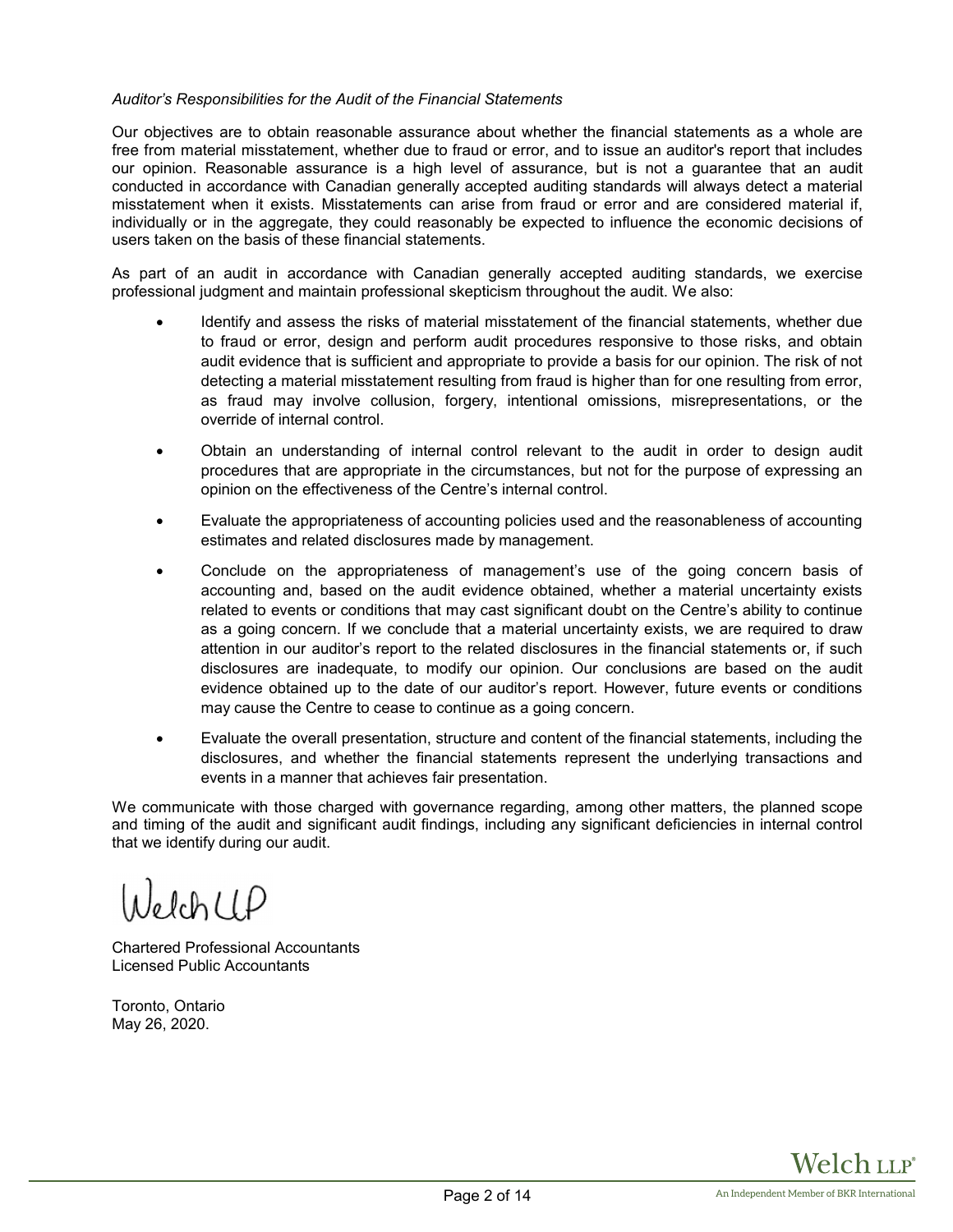*Auditor's Responsibilities for the Audit of the Financial Statements*

Our objectives are to obtain reasonable assurance about whether the financial statements as a whole are free from material misstatement, whether due to fraud or error, and to issue an auditor's report that includes our opinion. Reasonable assurance is a high level of assurance, but is not a guarantee that an audit conducted in accordance with Canadian generally accepted auditing standards will always detect a material misstatement when it exists. Misstatements can arise from fraud or error and are considered material if, individually or in the aggregate, they could reasonably be expected to influence the economic decisions of users taken on the basis of these financial statements.

As part of an audit in accordance with Canadian generally accepted auditing standards, we exercise professional judgment and maintain professional skepticism throughout the audit. We also:

- Identify and assess the risks of material misstatement of the financial statements, whether due to fraud or error, design and perform audit procedures responsive to those risks, and obtain audit evidence that is sufficient and appropriate to provide a basis for our opinion. The risk of not detecting a material misstatement resulting from fraud is higher than for one resulting from error, as fraud may involve collusion, forgery, intentional omissions, misrepresentations, or the override of internal control.
- Obtain an understanding of internal control relevant to the audit in order to design audit procedures that are appropriate in the circumstances, but not for the purpose of expressing an opinion on the effectiveness of the Centre's internal control.
- Evaluate the appropriateness of accounting policies used and the reasonableness of accounting estimates and related disclosures made by management.
- Conclude on the appropriateness of management's use of the going concern basis of accounting and, based on the audit evidence obtained, whether a material uncertainty exists related to events or conditions that may cast significant doubt on the Centre's ability to continue as a going concern. If we conclude that a material uncertainty exists, we are required to draw attention in our auditor's report to the related disclosures in the financial statements or, if such disclosures are inadequate, to modify our opinion. Our conclusions are based on the audit evidence obtained up to the date of our auditor's report. However, future events or conditions may cause the Centre to cease to continue as a going concern.
- Evaluate the overall presentation, structure and content of the financial statements, including the disclosures, and whether the financial statements represent the underlying transactions and events in a manner that achieves fair presentation.

We communicate with those charged with governance regarding, among other matters, the planned scope and timing of the audit and significant audit findings, including any significant deficiencies in internal control that we identify during our audit.

Welch LLP

Chartered Professional Accountants
Licensed Public Accountants

Toronto, Ontario
May 26, 2020.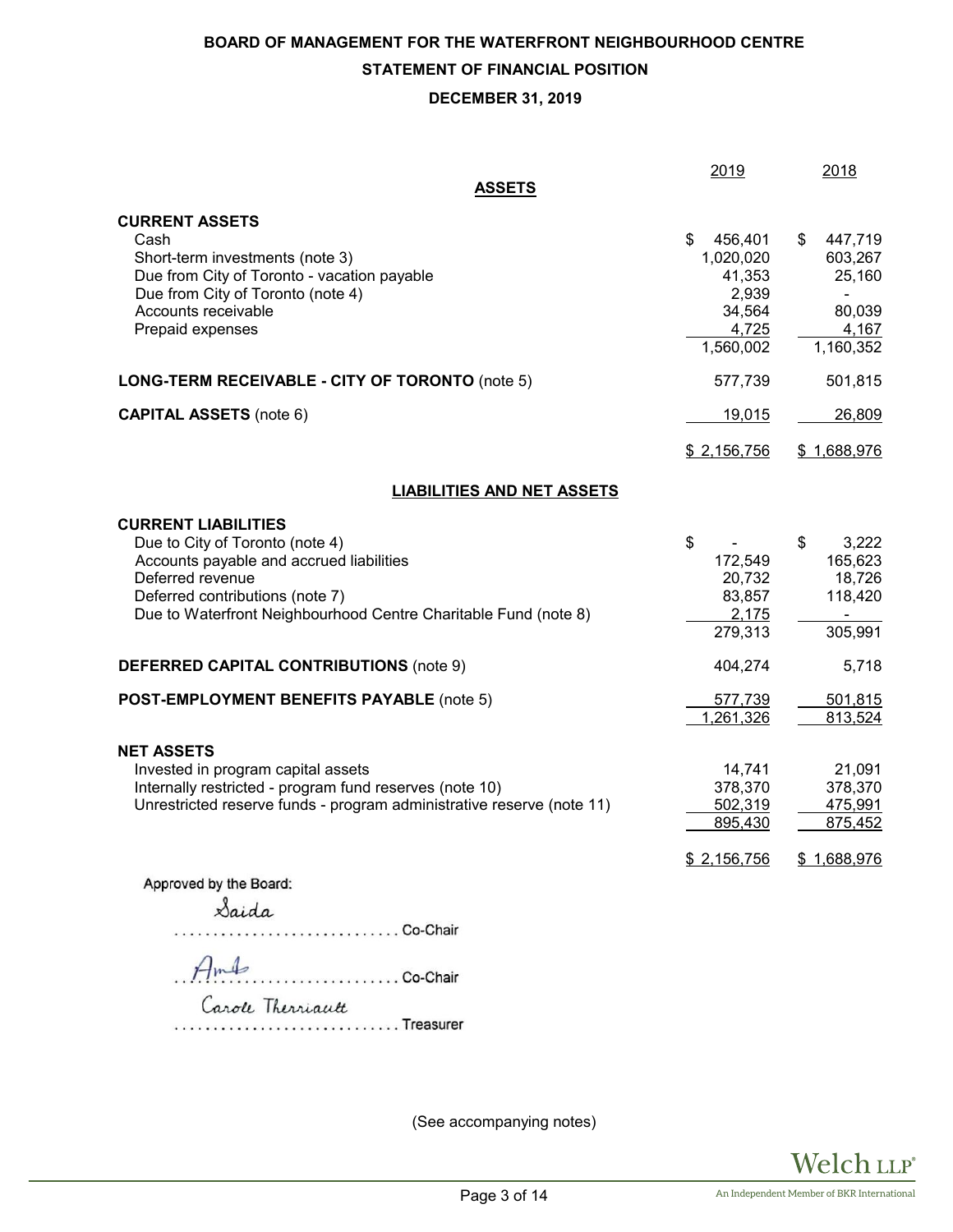**BOARD OF MANAGEMENT FOR THE WATERFRONT NEIGHBOURHOOD CENTRE**

**STATEMENT OF FINANCIAL POSITION**

**DECEMBER 31, 2019**

| | 2019 | 2018 |
|---|---|---|
| **ASSETS** | | |
| **CURRENT ASSETS** | | |
| Cash | $ 456,401 | $ 447,719 |
| Short-term investments (note 3) | 1,020,020 | 603,267 |
| Due from City of Toronto - vacation payable | 41,353 | 25,160 |
| Due from City of Toronto (note 4) | 2,939 | - |
| Accounts receivable | 34,564 | 80,039 |
| Prepaid expenses | 4,725 | 4,167 |
| | 1,560,002 | 1,160,352 |
| **LONG-TERM RECEIVABLE - CITY OF TORONTO** (note 5) | 577,739 | 501,815 |
| **CAPITAL ASSETS** (note 6) | 19,015 | 26,809 |
| | $ 2,156,756 | $ 1,688,976 |
| **LIABILITIES AND NET ASSETS** | | |
| **CURRENT LIABILITIES** | | |
| Due to City of Toronto (note 4) | $ - | $ 3,222 |
| Accounts payable and accrued liabilities | 172,549 | 165,623 |
| Deferred revenue | 20,732 | 18,726 |
| Deferred contributions (note 7) | 83,857 | 118,420 |
| Due to Waterfront Neighbourhood Centre Charitable Fund (note 8) | 2,175 | - |
| | 279,313 | 305,991 |
| **DEFERRED CAPITAL CONTRIBUTIONS** (note 9) | 404,274 | 5,718 |
| **POST-EMPLOYMENT BENEFITS PAYABLE** (note 5) | 577,739 | 501,815 |
| | 1,261,326 | 813,524 |
| **NET ASSETS** | | |
| Invested in program capital assets | 14,741 | 21,091 |
| Internally restricted - program fund reserves (note 10) | 378,370 | 378,370 |
| Unrestricted reserve funds - program administrative reserve (note 11) | 502,319 | 475,991 |
| | 895,430 | 875,452 |
| | $ 2,156,756 | $ 1,688,976 |

Approved by the Board:

Saida ............................. Co-Chair

Amb ............................. Co-Chair

Carole Therriault ............................. Treasurer

(See accompanying notes)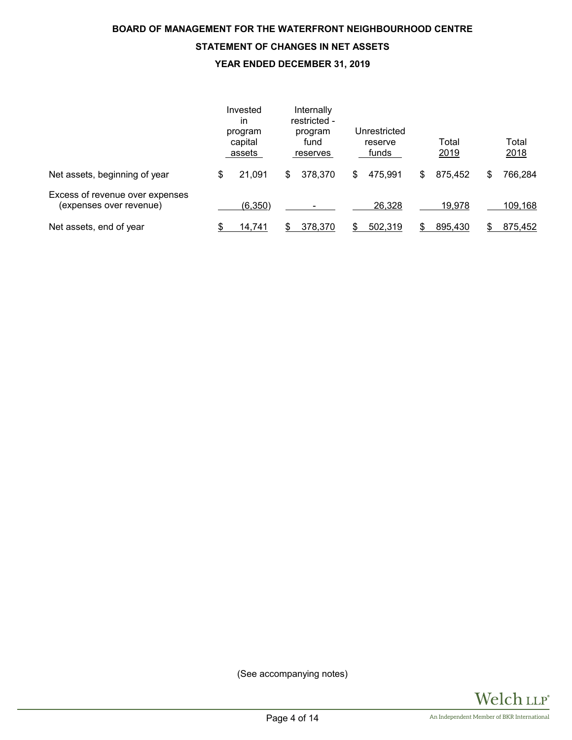**BOARD OF MANAGEMENT FOR THE WATERFRONT NEIGHBOURHOOD CENTRE**

**STATEMENT OF CHANGES IN NET ASSETS**

**YEAR ENDED DECEMBER 31, 2019**

| | Invested in program capital assets | Internally restricted - program fund reserves | Unrestricted reserve funds | Total 2019 | Total 2018 |
|---|---|---|---|---|---|
| Net assets, beginning of year | $ 21,091 | $ 378,370 | $ 475,991 | $ 875,452 | $ 766,284 |
| Excess of revenue over expenses (expenses over revenue) | (6,350) | - | 26,328 | 19,978 | 109,168 |
| Net assets, end of year | $ 14,741 | $ 378,370 | $ 502,319 | $ 895,430 | $ 875,452 |

(See accompanying notes)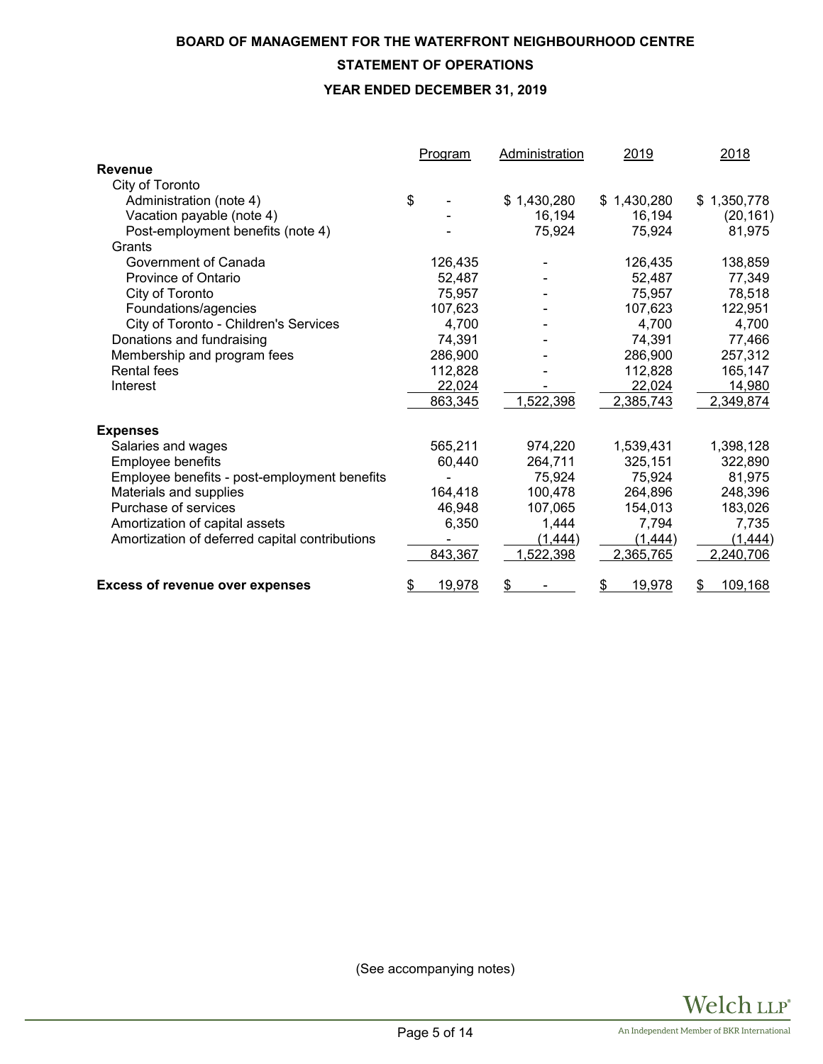**BOARD OF MANAGEMENT FOR THE WATERFRONT NEIGHBOURHOOD CENTRE**

**STATEMENT OF OPERATIONS**

**YEAR ENDED DECEMBER 31, 2019**

| | Program | Administration | 2019 | 2018 |
|---|---|---|---|---|
| **Revenue** | | | | |
| City of Toronto | | | | |
| Administration (note 4) | $ - | $ 1,430,280 | $ 1,430,280 | $ 1,350,778 |
| Vacation payable (note 4) | - | 16,194 | 16,194 | (20,161) |
| Post-employment benefits (note 4) | - | 75,924 | 75,924 | 81,975 |
| Grants | | | | |
| Government of Canada | 126,435 | - | 126,435 | 138,859 |
| Province of Ontario | 52,487 | - | 52,487 | 77,349 |
| City of Toronto | 75,957 | - | 75,957 | 78,518 |
| Foundations/agencies | 107,623 | - | 107,623 | 122,951 |
| City of Toronto - Children's Services | 4,700 | - | 4,700 | 4,700 |
| Donations and fundraising | 74,391 | - | 74,391 | 77,466 |
| Membership and program fees | 286,900 | - | 286,900 | 257,312 |
| Rental fees | 112,828 | - | 112,828 | 165,147 |
| Interest | 22,024 | - | 22,024 | 14,980 |
| | 863,345 | 1,522,398 | 2,385,743 | 2,349,874 |
| **Expenses** | | | | |
| Salaries and wages | 565,211 | 974,220 | 1,539,431 | 1,398,128 |
| Employee benefits | 60,440 | 264,711 | 325,151 | 322,890 |
| Employee benefits - post-employment benefits | - | 75,924 | 75,924 | 81,975 |
| Materials and supplies | 164,418 | 100,478 | 264,896 | 248,396 |
| Purchase of services | 46,948 | 107,065 | 154,013 | 183,026 |
| Amortization of capital assets | 6,350 | 1,444 | 7,794 | 7,735 |
| Amortization of deferred capital contributions | - | (1,444) | (1,444) | (1,444) |
| | 843,367 | 1,522,398 | 2,365,765 | 2,240,706 |
| **Excess of revenue over expenses** | $ 19,978 | $ - | $ 19,978 | $ 109,168 |

(See accompanying notes)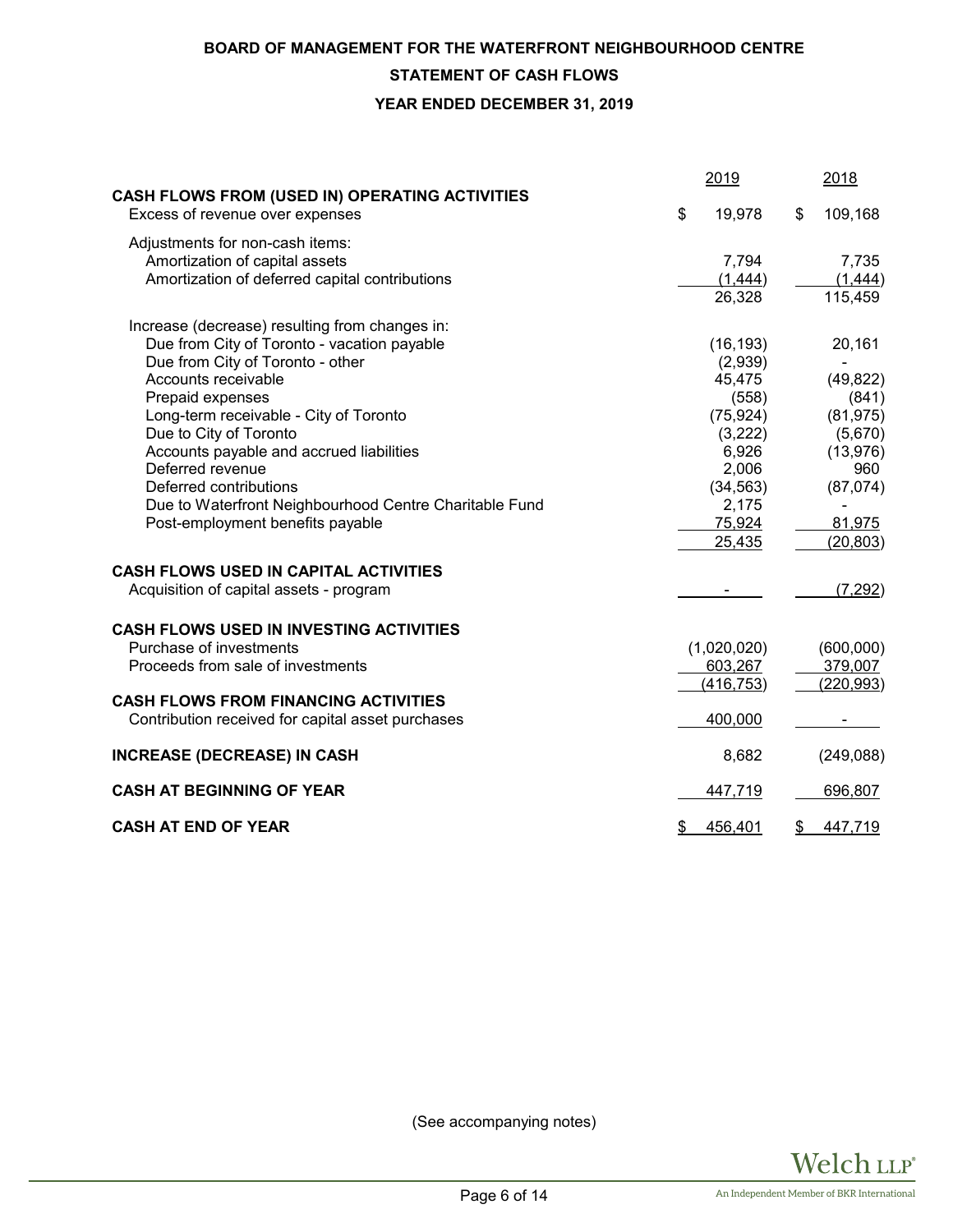**BOARD OF MANAGEMENT FOR THE WATERFRONT NEIGHBOURHOOD CENTRE**

**STATEMENT OF CASH FLOWS**

**YEAR ENDED DECEMBER 31, 2019**

| | 2019 | 2018 |
|---|---|---|
| **CASH FLOWS FROM (USED IN) OPERATING ACTIVITIES** | | |
| Excess of revenue over expenses | $ 19,978 | $ 109,168 |
| Adjustments for non-cash items: | | |
| Amortization of capital assets | 7,794 | 7,735 |
| Amortization of deferred capital contributions | (1,444) | (1,444) |
| | 26,328 | 115,459 |
| Increase (decrease) resulting from changes in: | | |
| Due from City of Toronto - vacation payable | (16,193) | 20,161 |
| Due from City of Toronto - other | (2,939) | - |
| Accounts receivable | 45,475 | (49,822) |
| Prepaid expenses | (558) | (841) |
| Long-term receivable - City of Toronto | (75,924) | (81,975) |
| Due to City of Toronto | (3,222) | (5,670) |
| Accounts payable and accrued liabilities | 6,926 | (13,976) |
| Deferred revenue | 2,006 | 960 |
| Deferred contributions | (34,563) | (87,074) |
| Due to Waterfront Neighbourhood Centre Charitable Fund | 2,175 | - |
| Post-employment benefits payable | 75,924 | 81,975 |
| | 25,435 | (20,803) |
| **CASH FLOWS USED IN CAPITAL ACTIVITIES** | | |
| Acquisition of capital assets - program | - | (7,292) |
| **CASH FLOWS USED IN INVESTING ACTIVITIES** | | |
| Purchase of investments | (1,020,020) | (600,000) |
| Proceeds from sale of investments | 603,267 | 379,007 |
| | (416,753) | (220,993) |
| **CASH FLOWS FROM FINANCING ACTIVITIES** | | |
| Contribution received for capital asset purchases | 400,000 | - |
| **INCREASE (DECREASE) IN CASH** | 8,682 | (249,088) |
| **CASH AT BEGINNING OF YEAR** | 447,719 | 696,807 |
| **CASH AT END OF YEAR** | $ 456,401 | $ 447,719 |

(See accompanying notes)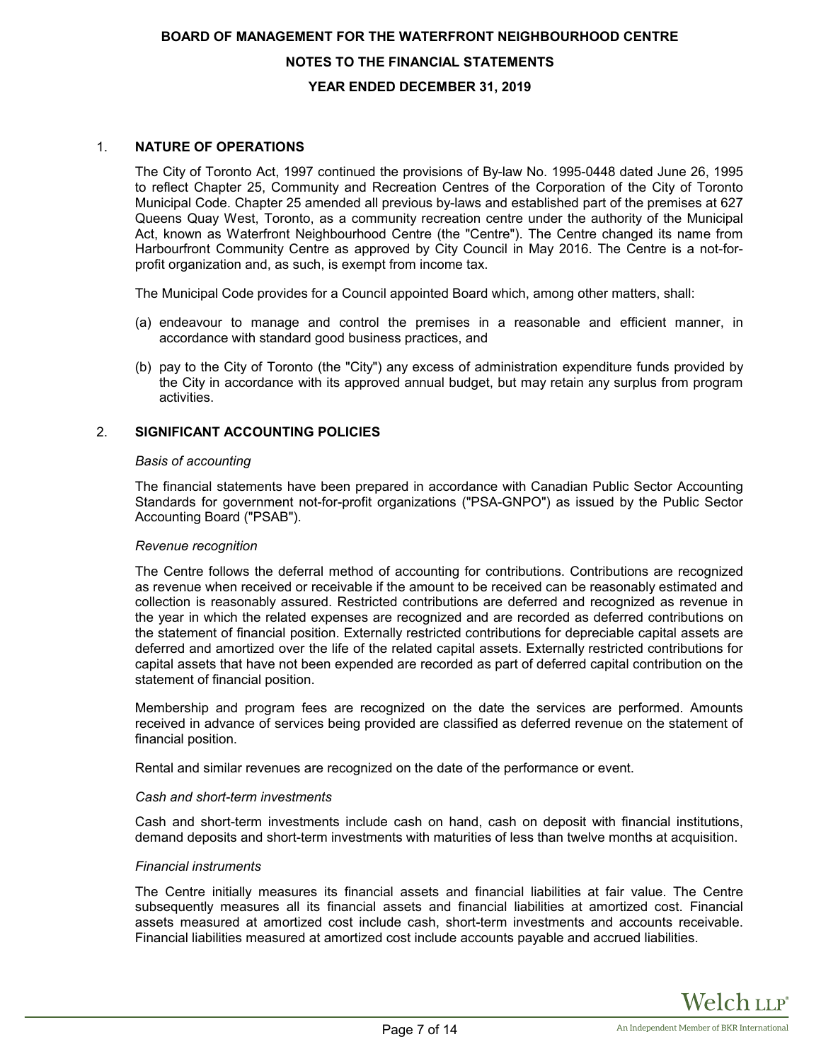# BOARD OF MANAGEMENT FOR THE WATERFRONT NEIGHBOURHOOD CENTRE

## NOTES TO THE FINANCIAL STATEMENTS

## YEAR ENDED DECEMBER 31, 2019

### 1. NATURE OF OPERATIONS

The City of Toronto Act, 1997 continued the provisions of By-law No. 1995-0448 dated June 26, 1995 to reflect Chapter 25, Community and Recreation Centres of the Corporation of the City of Toronto Municipal Code. Chapter 25 amended all previous by-laws and established part of the premises at 627 Queens Quay West, Toronto, as a community recreation centre under the authority of the Municipal Act, known as Waterfront Neighbourhood Centre (the "Centre"). The Centre changed its name from Harbourfront Community Centre as approved by City Council in May 2016. The Centre is a not-for-profit organization and, as such, is exempt from income tax.

The Municipal Code provides for a Council appointed Board which, among other matters, shall:

(a) endeavour to manage and control the premises in a reasonable and efficient manner, in accordance with standard good business practices, and

(b) pay to the City of Toronto (the "City") any excess of administration expenditure funds provided by the City in accordance with its approved annual budget, but may retain any surplus from program activities.

### 2. SIGNIFICANT ACCOUNTING POLICIES

*Basis of accounting*

The financial statements have been prepared in accordance with Canadian Public Sector Accounting Standards for government not-for-profit organizations ("PSA-GNPO") as issued by the Public Sector Accounting Board ("PSAB").

*Revenue recognition*

The Centre follows the deferral method of accounting for contributions. Contributions are recognized as revenue when received or receivable if the amount to be received can be reasonably estimated and collection is reasonably assured. Restricted contributions are deferred and recognized as revenue in the year in which the related expenses are recognized and are recorded as deferred contributions on the statement of financial position. Externally restricted contributions for depreciable capital assets are deferred and amortized over the life of the related capital assets. Externally restricted contributions for capital assets that have not been expended are recorded as part of deferred capital contribution on the statement of financial position.

Membership and program fees are recognized on the date the services are performed. Amounts received in advance of services being provided are classified as deferred revenue on the statement of financial position.

Rental and similar revenues are recognized on the date of the performance or event.

*Cash and short-term investments*

Cash and short-term investments include cash on hand, cash on deposit with financial institutions, demand deposits and short-term investments with maturities of less than twelve months at acquisition.

*Financial instruments*

The Centre initially measures its financial assets and financial liabilities at fair value. The Centre subsequently measures all its financial assets and financial liabilities at amortized cost. Financial assets measured at amortized cost include cash, short-term investments and accounts receivable. Financial liabilities measured at amortized cost include accounts payable and accrued liabilities.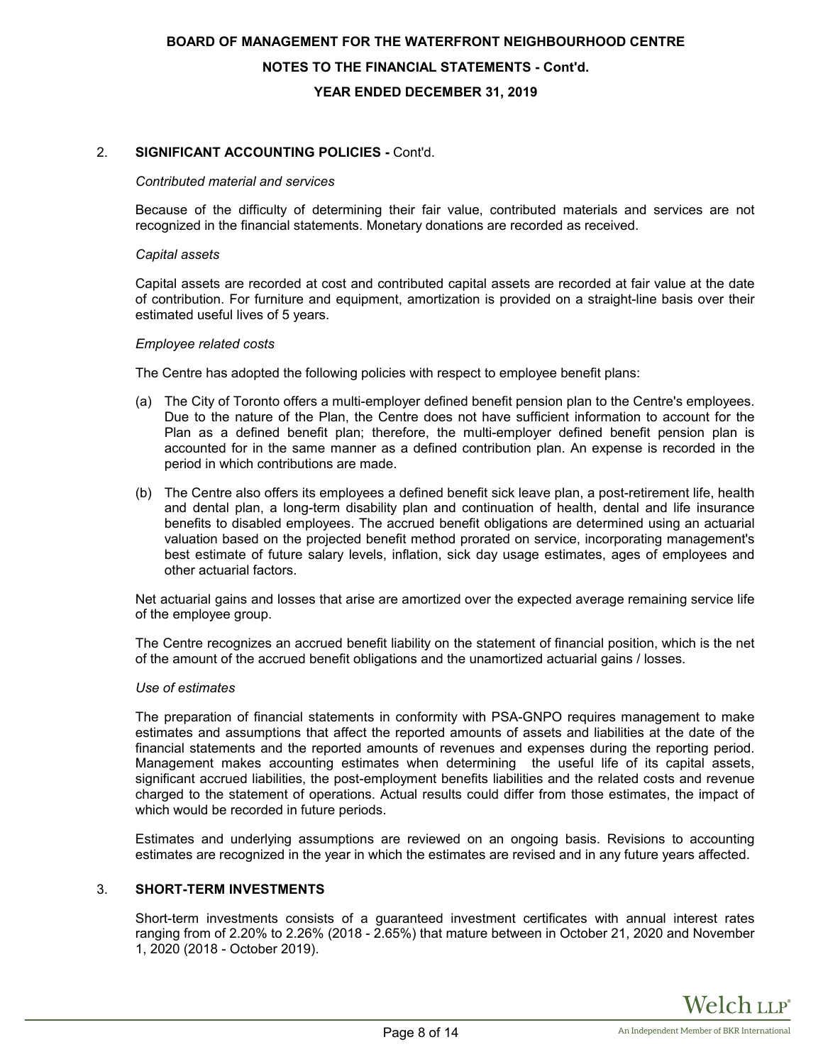## 2. SIGNIFICANT ACCOUNTING POLICIES - Cont'd.

*Contributed material and services*

Because of the difficulty of determining their fair value, contributed materials and services are not recognized in the financial statements. Monetary donations are recorded as received.

*Capital assets*

Capital assets are recorded at cost and contributed capital assets are recorded at fair value at the date of contribution. For furniture and equipment, amortization is provided on a straight-line basis over their estimated useful lives of 5 years.

*Employee related costs*

The Centre has adopted the following policies with respect to employee benefit plans:

(a) The City of Toronto offers a multi-employer defined benefit pension plan to the Centre's employees. Due to the nature of the Plan, the Centre does not have sufficient information to account for the Plan as a defined benefit plan; therefore, the multi-employer defined benefit pension plan is accounted for in the same manner as a defined contribution plan. An expense is recorded in the period in which contributions are made.

(b) The Centre also offers its employees a defined benefit sick leave plan, a post-retirement life, health and dental plan, a long-term disability plan and continuation of health, dental and life insurance benefits to disabled employees. The accrued benefit obligations are determined using an actuarial valuation based on the projected benefit method prorated on service, incorporating management's best estimate of future salary levels, inflation, sick day usage estimates, ages of employees and other actuarial factors.

Net actuarial gains and losses that arise are amortized over the expected average remaining service life of the employee group.

The Centre recognizes an accrued benefit liability on the statement of financial position, which is the net of the amount of the accrued benefit obligations and the unamortized actuarial gains / losses.

*Use of estimates*

The preparation of financial statements in conformity with PSA-GNPO requires management to make estimates and assumptions that affect the reported amounts of assets and liabilities at the date of the financial statements and the reported amounts of revenues and expenses during the reporting period. Management makes accounting estimates when determining the useful life of its capital assets, significant accrued liabilities, the post-employment benefits liabilities and the related costs and revenue charged to the statement of operations. Actual results could differ from those estimates, the impact of which would be recorded in future periods.

Estimates and underlying assumptions are reviewed on an ongoing basis. Revisions to accounting estimates are recognized in the year in which the estimates are revised and in any future years affected.

## 3. SHORT-TERM INVESTMENTS

Short-term investments consists of a guaranteed investment certificates with annual interest rates ranging from of 2.20% to 2.26% (2018 - 2.65%) that mature between in October 21, 2020 and November 1, 2020 (2018 - October 2019).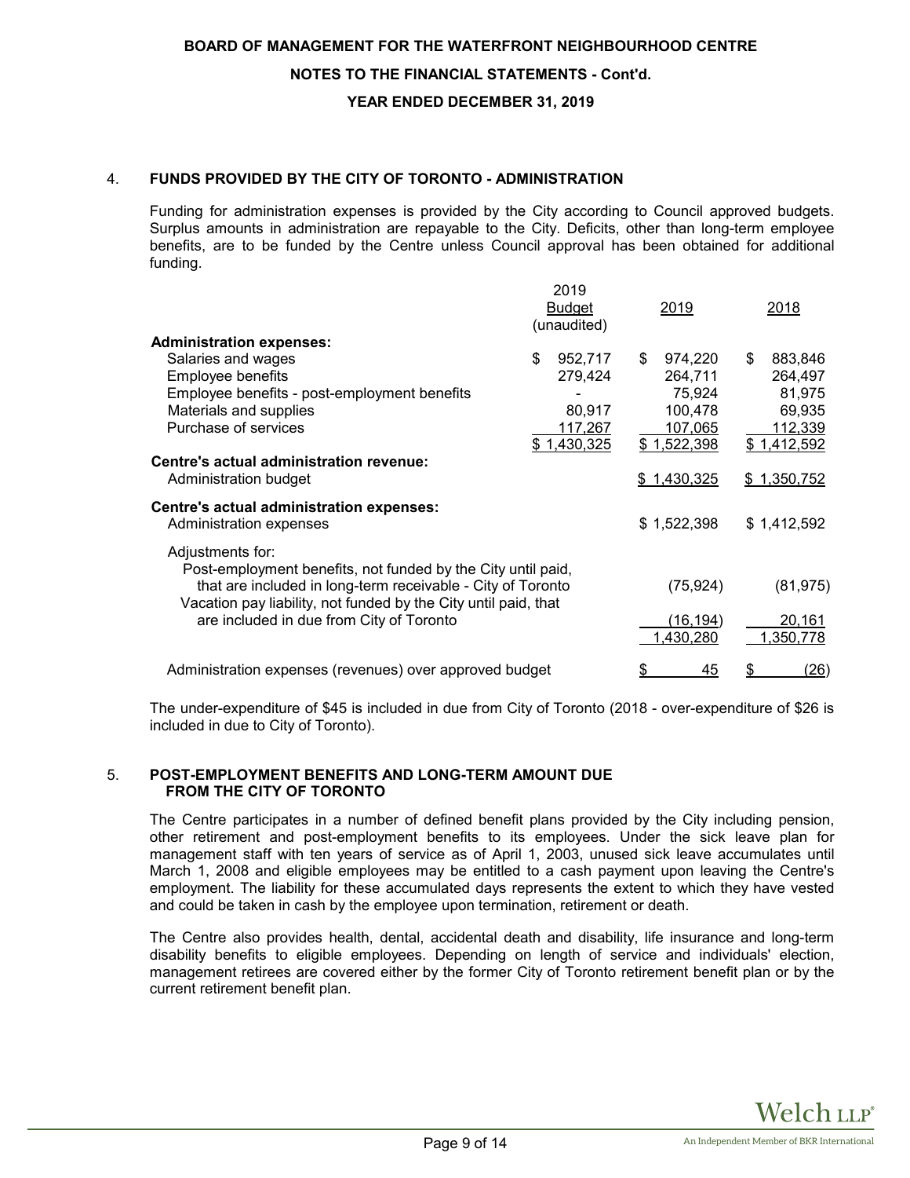**BOARD OF MANAGEMENT FOR THE WATERFRONT NEIGHBOURHOOD CENTRE**

**NOTES TO THE FINANCIAL STATEMENTS - Cont'd.**

**YEAR ENDED DECEMBER 31, 2019**

## 4. FUNDS PROVIDED BY THE CITY OF TORONTO - ADMINISTRATION

Funding for administration expenses is provided by the City according to Council approved budgets. Surplus amounts in administration are repayable to the City. Deficits, other than long-term employee benefits, are to be funded by the Centre unless Council approval has been obtained for additional funding.

| | 2019 Budget (unaudited) | 2019 | 2018 |
|---|---|---|---|
| **Administration expenses:** | | | |
| Salaries and wages | $ 952,717 | $ 974,220 | $ 883,846 |
| Employee benefits | 279,424 | 264,711 | 264,497 |
| Employee benefits - post-employment benefits | - | 75,924 | 81,975 |
| Materials and supplies | 80,917 | 100,478 | 69,935 |
| Purchase of services | 117,267 | 107,065 | 112,339 |
| | $ 1,430,325 | $ 1,522,398 | $ 1,412,592 |
| **Centre's actual administration revenue:** | | | |
| Administration budget | | $ 1,430,325 | $ 1,350,752 |
| **Centre's actual administration expenses:** | | | |
| Administration expenses | | $ 1,522,398 | $ 1,412,592 |
| Adjustments for: | | | |
| Post-employment benefits, not funded by the City until paid, that are included in long-term receivable - City of Toronto | | (75,924) | (81,975) |
| Vacation pay liability, not funded by the City until paid, that are included in due from City of Toronto | | (16,194) | 20,161 |
| | | 1,430,280 | 1,350,778 |
| Administration expenses (revenues) over approved budget | | $ 45 | $ (26) |

The under-expenditure of $45 is included in due from City of Toronto (2018 - over-expenditure of $26 is included in due to City of Toronto).

## 5. POST-EMPLOYMENT BENEFITS AND LONG-TERM AMOUNT DUE FROM THE CITY OF TORONTO

The Centre participates in a number of defined benefit plans provided by the City including pension, other retirement and post-employment benefits to its employees. Under the sick leave plan for management staff with ten years of service as of April 1, 2003, unused sick leave accumulates until March 1, 2008 and eligible employees may be entitled to a cash payment upon leaving the Centre's employment. The liability for these accumulated days represents the extent to which they have vested and could be taken in cash by the employee upon termination, retirement or death.

The Centre also provides health, dental, accidental death and disability, life insurance and long-term disability benefits to eligible employees. Depending on length of service and individuals' election, management retirees are covered either by the former City of Toronto retirement benefit plan or by the current retirement benefit plan.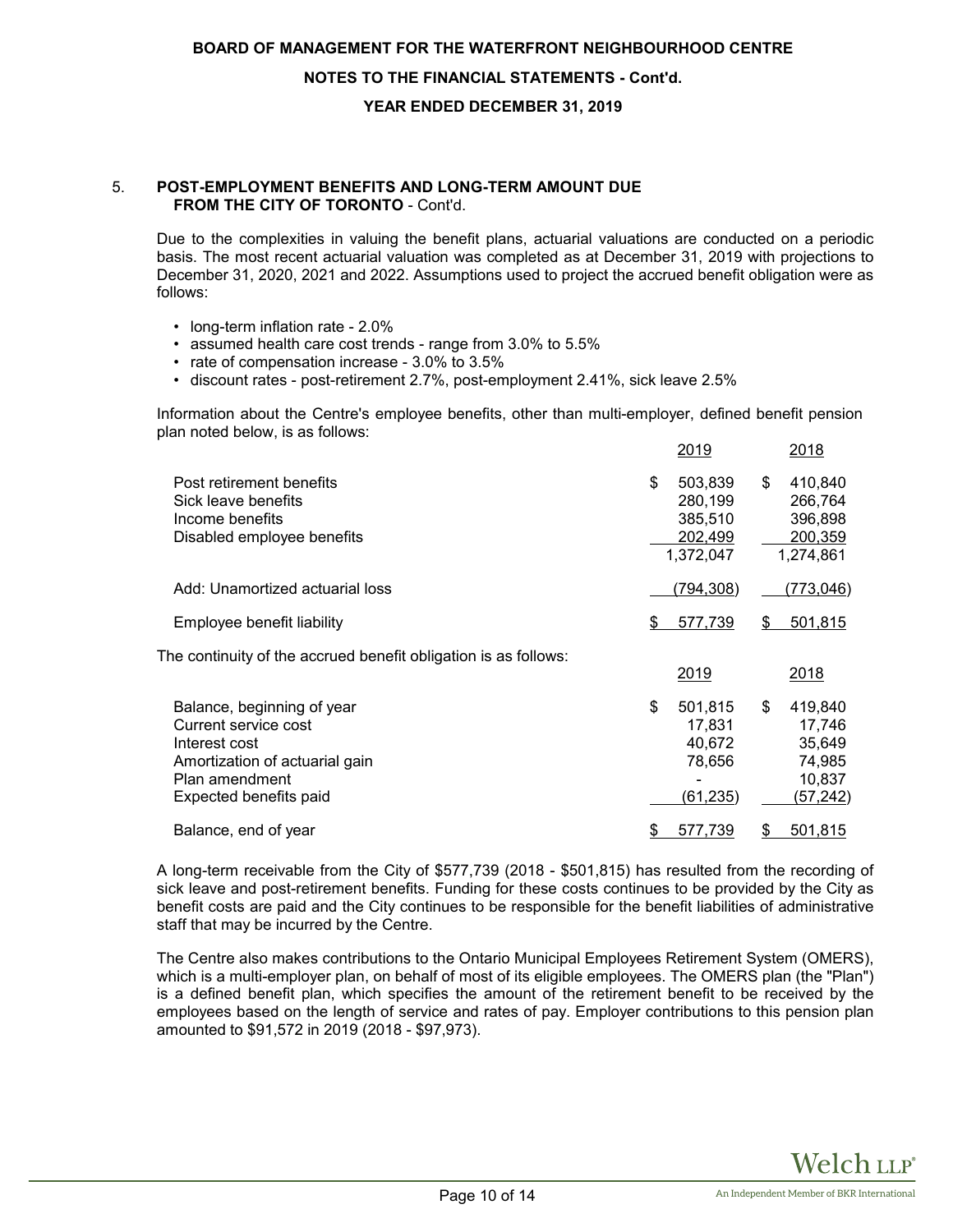### 5. POST-EMPLOYMENT BENEFITS AND LONG-TERM AMOUNT DUE FROM THE CITY OF TORONTO - Cont'd.

Due to the complexities in valuing the benefit plans, actuarial valuations are conducted on a periodic basis. The most recent actuarial valuation was completed as at December 31, 2019 with projections to December 31, 2020, 2021 and 2022. Assumptions used to project the accrued benefit obligation were as follows:

- long-term inflation rate - 2.0%
- assumed health care cost trends - range from 3.0% to 5.5%
- rate of compensation increase - 3.0% to 3.5%
- discount rates - post-retirement 2.7%, post-employment 2.41%, sick leave 2.5%

Information about the Centre's employee benefits, other than multi-employer, defined benefit pension plan noted below, is as follows:

| | 2019 | 2018 |
|---|---|---|
| Post retirement benefits | $ 503,839 | $ 410,840 |
| Sick leave benefits | 280,199 | 266,764 |
| Income benefits | 385,510 | 396,898 |
| Disabled employee benefits | 202,499 | 200,359 |
| | 1,372,047 | 1,274,861 |
| Add: Unamortized actuarial loss | (794,308) | (773,046) |
| Employee benefit liability | $ 577,739 | $ 501,815 |

The continuity of the accrued benefit obligation is as follows:

| | 2019 | 2018 |
|---|---|---|
| Balance, beginning of year | $ 501,815 | $ 419,840 |
| Current service cost | 17,831 | 17,746 |
| Interest cost | 40,672 | 35,649 |
| Amortization of actuarial gain | 78,656 | 74,985 |
| Plan amendment | - | 10,837 |
| Expected benefits paid | (61,235) | (57,242) |
| Balance, end of year | $ 577,739 | $ 501,815 |

A long-term receivable from the City of $577,739 (2018 - $501,815) has resulted from the recording of sick leave and post-retirement benefits. Funding for these costs continues to be provided by the City as benefit costs are paid and the City continues to be responsible for the benefit liabilities of administrative staff that may be incurred by the Centre.

The Centre also makes contributions to the Ontario Municipal Employees Retirement System (OMERS), which is a multi-employer plan, on behalf of most of its eligible employees. The OMERS plan (the "Plan") is a defined benefit plan, which specifies the amount of the retirement benefit to be received by the employees based on the length of service and rates of pay. Employer contributions to this pension plan amounted to $91,572 in 2019 (2018 - $97,973).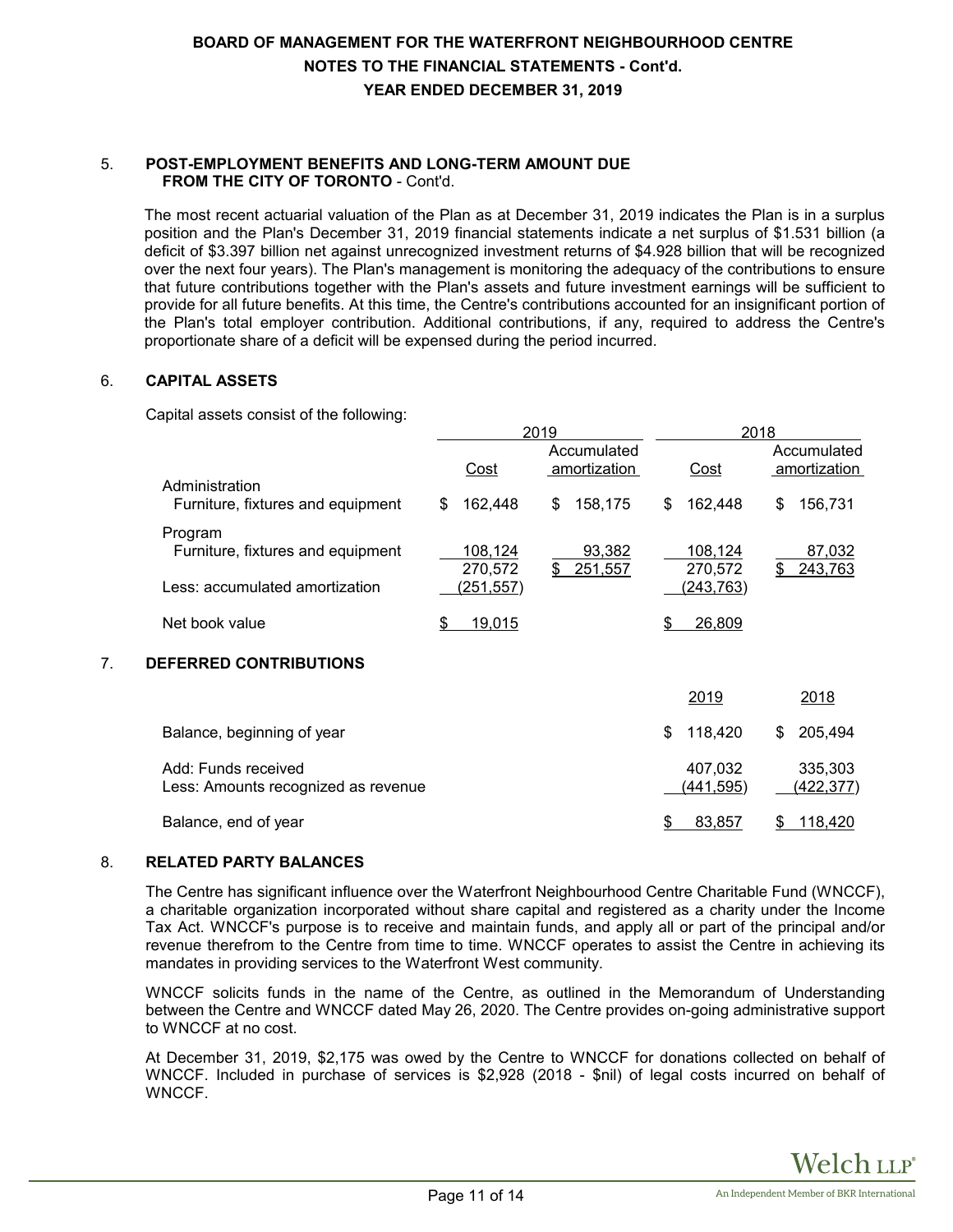## 5. POST-EMPLOYMENT BENEFITS AND LONG-TERM AMOUNT DUE FROM THE CITY OF TORONTO - Cont'd.

The most recent actuarial valuation of the Plan as at December 31, 2019 indicates the Plan is in a surplus position and the Plan's December 31, 2019 financial statements indicate a net surplus of $1.531 billion (a deficit of $3.397 billion net against unrecognized investment returns of $4.928 billion that will be recognized over the next four years). The Plan's management is monitoring the adequacy of the contributions to ensure that future contributions together with the Plan's assets and future investment earnings will be sufficient to provide for all future benefits. At this time, the Centre's contributions accounted for an insignificant portion of the Plan's total employer contribution. Additional contributions, if any, required to address the Centre's proportionate share of a deficit will be expensed during the period incurred.

## 6. CAPITAL ASSETS

Capital assets consist of the following:

| | 2019 | | 2018 | |
|---|---|---|---|---|
| | Cost | Accumulated amortization | Cost | Accumulated amortization |
| Administration | | | | |
| Furniture, fixtures and equipment | $ 162,448 | $ 158,175 | $ 162,448 | $ 156,731 |
| Program | | | | |
| Furniture, fixtures and equipment | 108,124 | 93,382 | 108,124 | 87,032 |
| | 270,572 | $ 251,557 | 270,572 | $ 243,763 |
| Less: accumulated amortization | (251,557) | | (243,763) | |
| Net book value | $ 19,015 | | $ 26,809 | |

## 7. DEFERRED CONTRIBUTIONS

| | 2019 | 2018 |
|---|---|---|
| Balance, beginning of year | $ 118,420 | $ 205,494 |
| Add: Funds received | 407,032 | 335,303 |
| Less: Amounts recognized as revenue | (441,595) | (422,377) |
| Balance, end of year | $ 83,857 | $ 118,420 |

## 8. RELATED PARTY BALANCES

The Centre has significant influence over the Waterfront Neighbourhood Centre Charitable Fund (WNCCF), a charitable organization incorporated without share capital and registered as a charity under the Income Tax Act. WNCCF's purpose is to receive and maintain funds, and apply all or part of the principal and/or revenue therefrom to the Centre from time to time. WNCCF operates to assist the Centre in achieving its mandates in providing services to the Waterfront West community.

WNCCF solicits funds in the name of the Centre, as outlined in the Memorandum of Understanding between the Centre and WNCCF dated May 26, 2020. The Centre provides on-going administrative support to WNCCF at no cost.

At December 31, 2019, $2,175 was owed by the Centre to WNCCF for donations collected on behalf of WNCCF. Included in purchase of services is $2,928 (2018 - $nil) of legal costs incurred on behalf of WNCCF.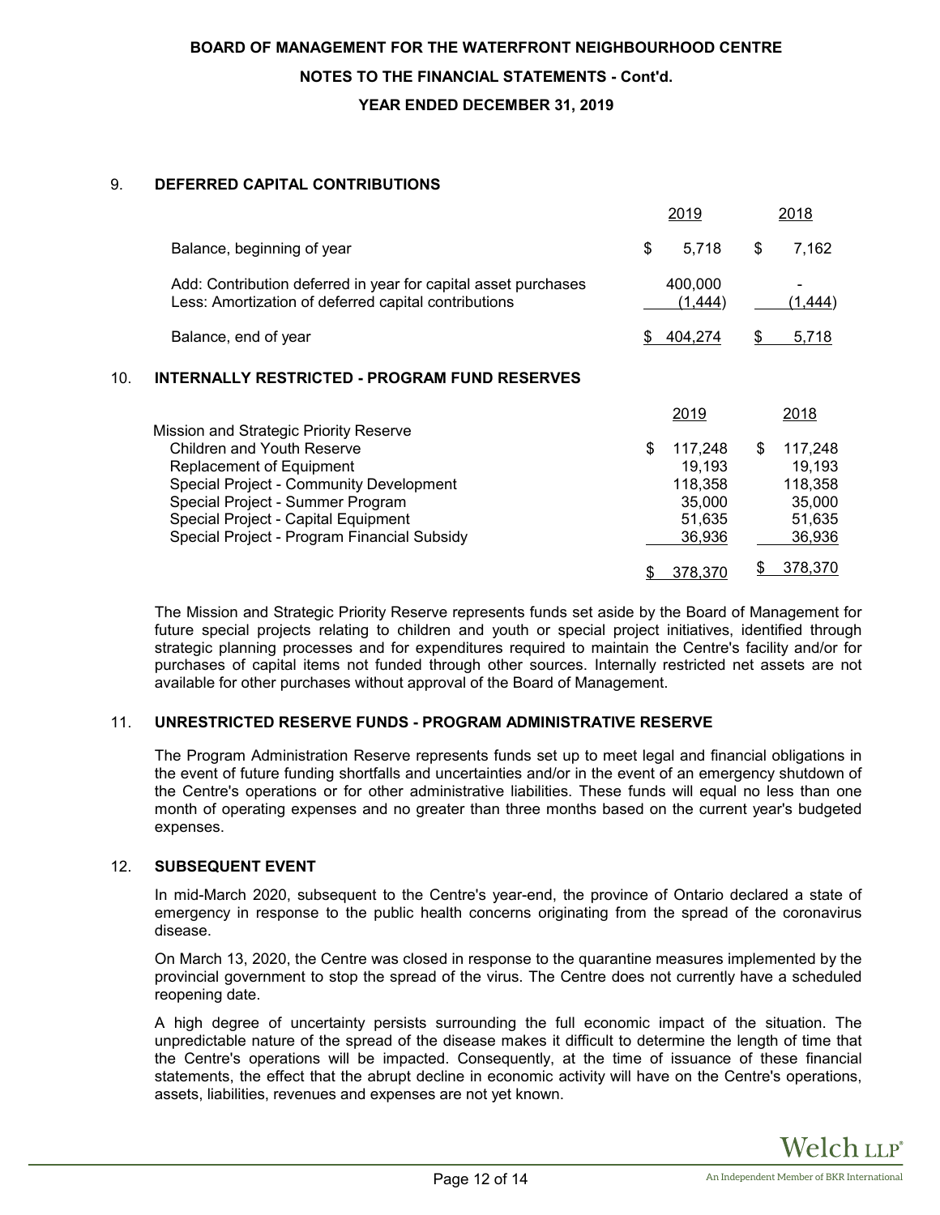**BOARD OF MANAGEMENT FOR THE WATERFRONT NEIGHBOURHOOD CENTRE**

**NOTES TO THE FINANCIAL STATEMENTS - Cont'd.**

**YEAR ENDED DECEMBER 31, 2019**

## 9. DEFERRED CAPITAL CONTRIBUTIONS

| | 2019 | 2018 |
|---|---|---|
| Balance, beginning of year | $ 5,718 | $ 7,162 |
| Add: Contribution deferred in year for capital asset purchases | 400,000 | - |
| Less: Amortization of deferred capital contributions | (1,444) | (1,444) |
| Balance, end of year | $ 404,274 | $ 5,718 |

## 10. INTERNALLY RESTRICTED - PROGRAM FUND RESERVES

| | 2019 | 2018 |
|---|---|---|
| Mission and Strategic Priority Reserve | | |
| Children and Youth Reserve | $ 117,248 | $ 117,248 |
| Replacement of Equipment | 19,193 | 19,193 |
| Special Project - Community Development | 118,358 | 118,358 |
| Special Project - Summer Program | 35,000 | 35,000 |
| Special Project - Capital Equipment | 51,635 | 51,635 |
| Special Project - Program Financial Subsidy | 36,936 | 36,936 |
| | $ 378,370 | $ 378,370 |

The Mission and Strategic Priority Reserve represents funds set aside by the Board of Management for future special projects relating to children and youth or special project initiatives, identified through strategic planning processes and for expenditures required to maintain the Centre's facility and/or for purchases of capital items not funded through other sources. Internally restricted net assets are not available for other purchases without approval of the Board of Management.

## 11. UNRESTRICTED RESERVE FUNDS - PROGRAM ADMINISTRATIVE RESERVE

The Program Administration Reserve represents funds set up to meet legal and financial obligations in the event of future funding shortfalls and uncertainties and/or in the event of an emergency shutdown of the Centre's operations or for other administrative liabilities. These funds will equal no less than one month of operating expenses and no greater than three months based on the current year's budgeted expenses.

## 12. SUBSEQUENT EVENT

In mid-March 2020, subsequent to the Centre's year-end, the province of Ontario declared a state of emergency in response to the public health concerns originating from the spread of the coronavirus disease.

On March 13, 2020, the Centre was closed in response to the quarantine measures implemented by the provincial government to stop the spread of the virus. The Centre does not currently have a scheduled reopening date.

A high degree of uncertainty persists surrounding the full economic impact of the situation. The unpredictable nature of the spread of the disease makes it difficult to determine the length of time that the Centre's operations will be impacted. Consequently, at the time of issuance of these financial statements, the effect that the abrupt decline in economic activity will have on the Centre's operations, assets, liabilities, revenues and expenses are not yet known.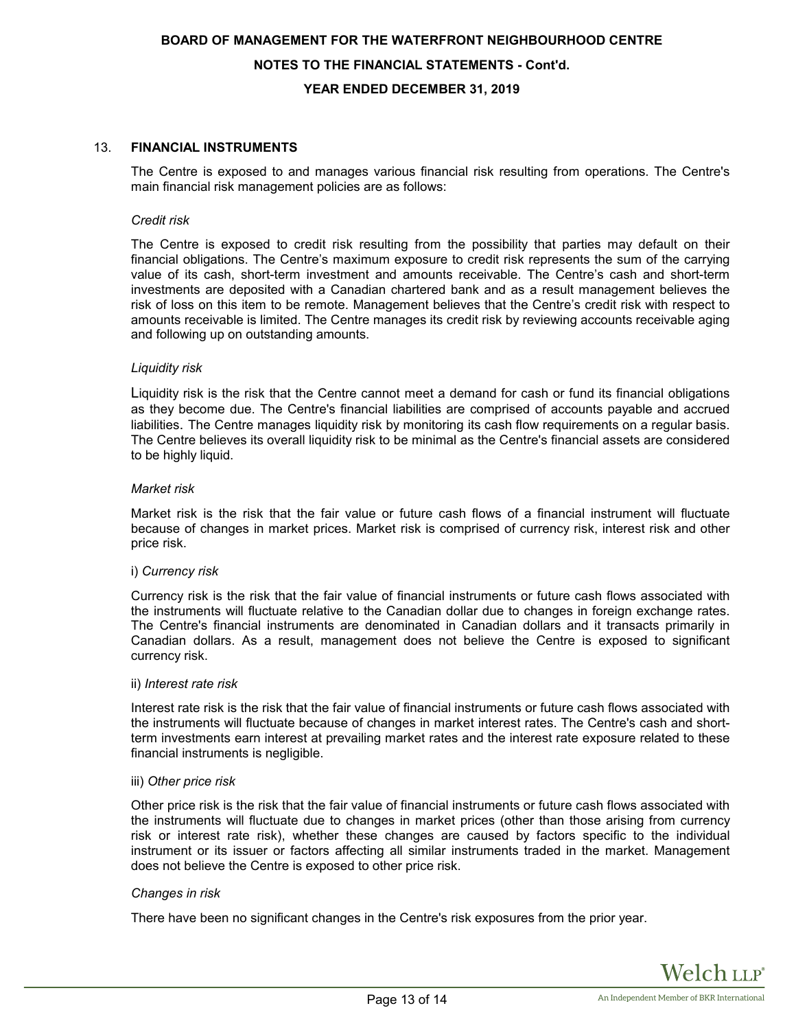## 13. FINANCIAL INSTRUMENTS

The Centre is exposed to and manages various financial risk resulting from operations. The Centre's main financial risk management policies are as follows:

*Credit risk*

The Centre is exposed to credit risk resulting from the possibility that parties may default on their financial obligations. The Centre's maximum exposure to credit risk represents the sum of the carrying value of its cash, short-term investment and amounts receivable. The Centre's cash and short-term investments are deposited with a Canadian chartered bank and as a result management believes the risk of loss on this item to be remote. Management believes that the Centre's credit risk with respect to amounts receivable is limited. The Centre manages its credit risk by reviewing accounts receivable aging and following up on outstanding amounts.

*Liquidity risk*

Liquidity risk is the risk that the Centre cannot meet a demand for cash or fund its financial obligations as they become due. The Centre's financial liabilities are comprised of accounts payable and accrued liabilities. The Centre manages liquidity risk by monitoring its cash flow requirements on a regular basis. The Centre believes its overall liquidity risk to be minimal as the Centre's financial assets are considered to be highly liquid.

*Market risk*

Market risk is the risk that the fair value or future cash flows of a financial instrument will fluctuate because of changes in market prices. Market risk is comprised of currency risk, interest risk and other price risk.

i) *Currency risk*

Currency risk is the risk that the fair value of financial instruments or future cash flows associated with the instruments will fluctuate relative to the Canadian dollar due to changes in foreign exchange rates. The Centre's financial instruments are denominated in Canadian dollars and it transacts primarily in Canadian dollars. As a result, management does not believe the Centre is exposed to significant currency risk.

ii) *Interest rate risk*

Interest rate risk is the risk that the fair value of financial instruments or future cash flows associated with the instruments will fluctuate because of changes in market interest rates. The Centre's cash and short-term investments earn interest at prevailing market rates and the interest rate exposure related to these financial instruments is negligible.

iii) *Other price risk*

Other price risk is the risk that the fair value of financial instruments or future cash flows associated with the instruments will fluctuate due to changes in market prices (other than those arising from currency risk or interest rate risk), whether these changes are caused by factors specific to the individual instrument or its issuer or factors affecting all similar instruments traded in the market. Management does not believe the Centre is exposed to other price risk.

*Changes in risk*

There have been no significant changes in the Centre's risk exposures from the prior year.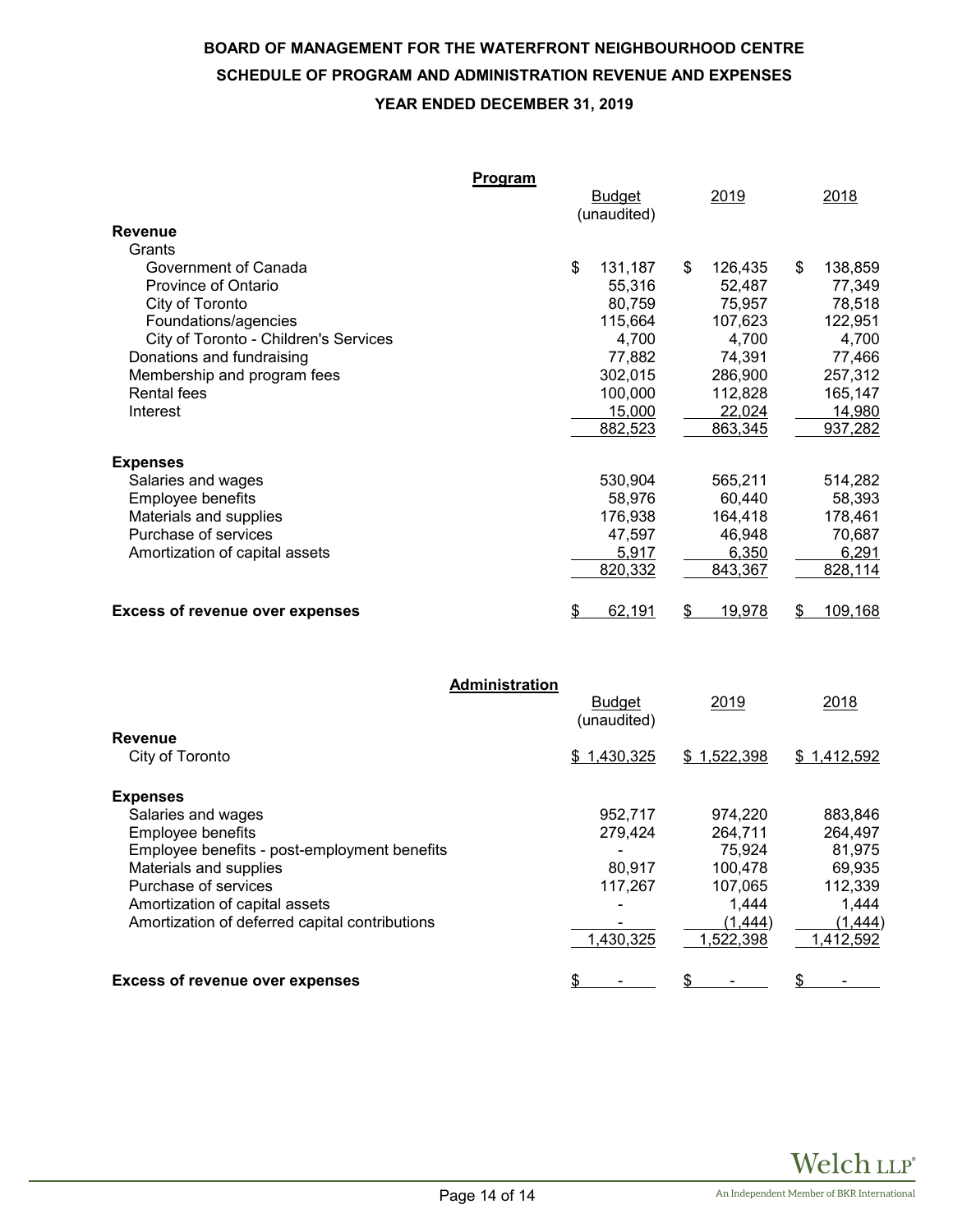**BOARD OF MANAGEMENT FOR THE WATERFRONT NEIGHBOURHOOD CENTRE**

**SCHEDULE OF PROGRAM AND ADMINISTRATION REVENUE AND EXPENSES**

**YEAR ENDED DECEMBER 31, 2019**

**Program**

| | Budget (unaudited) | 2019 | 2018 |
|---|---|---|---|
| **Revenue** | | | |
| Grants | | | |
| Government of Canada | $ 131,187 | $ 126,435 | $ 138,859 |
| Province of Ontario | 55,316 | 52,487 | 77,349 |
| City of Toronto | 80,759 | 75,957 | 78,518 |
| Foundations/agencies | 115,664 | 107,623 | 122,951 |
| City of Toronto - Children's Services | 4,700 | 4,700 | 4,700 |
| Donations and fundraising | 77,882 | 74,391 | 77,466 |
| Membership and program fees | 302,015 | 286,900 | 257,312 |
| Rental fees | 100,000 | 112,828 | 165,147 |
| Interest | 15,000 | 22,024 | 14,980 |
| | 882,523 | 863,345 | 937,282 |
| **Expenses** | | | |
| Salaries and wages | 530,904 | 565,211 | 514,282 |
| Employee benefits | 58,976 | 60,440 | 58,393 |
| Materials and supplies | 176,938 | 164,418 | 178,461 |
| Purchase of services | 47,597 | 46,948 | 70,687 |
| Amortization of capital assets | 5,917 | 6,350 | 6,291 |
| | 820,332 | 843,367 | 828,114 |
| **Excess of revenue over expenses** | $ 62,191 | $ 19,978 | $ 109,168 |

**Administration**

| | Budget (unaudited) | 2019 | 2018 |
|---|---|---|---|
| **Revenue** | | | |
| City of Toronto | $ 1,430,325 | $ 1,522,398 | $ 1,412,592 |
| **Expenses** | | | |
| Salaries and wages | 952,717 | 974,220 | 883,846 |
| Employee benefits | 279,424 | 264,711 | 264,497 |
| Employee benefits - post-employment benefits | - | 75,924 | 81,975 |
| Materials and supplies | 80,917 | 100,478 | 69,935 |
| Purchase of services | 117,267 | 107,065 | 112,339 |
| Amortization of capital assets | - | 1,444 | 1,444 |
| Amortization of deferred capital contributions | - | (1,444) | (1,444) |
| | 1,430,325 | 1,522,398 | 1,412,592 |
| **Excess of revenue over expenses** | $ - | $ - | $ - |